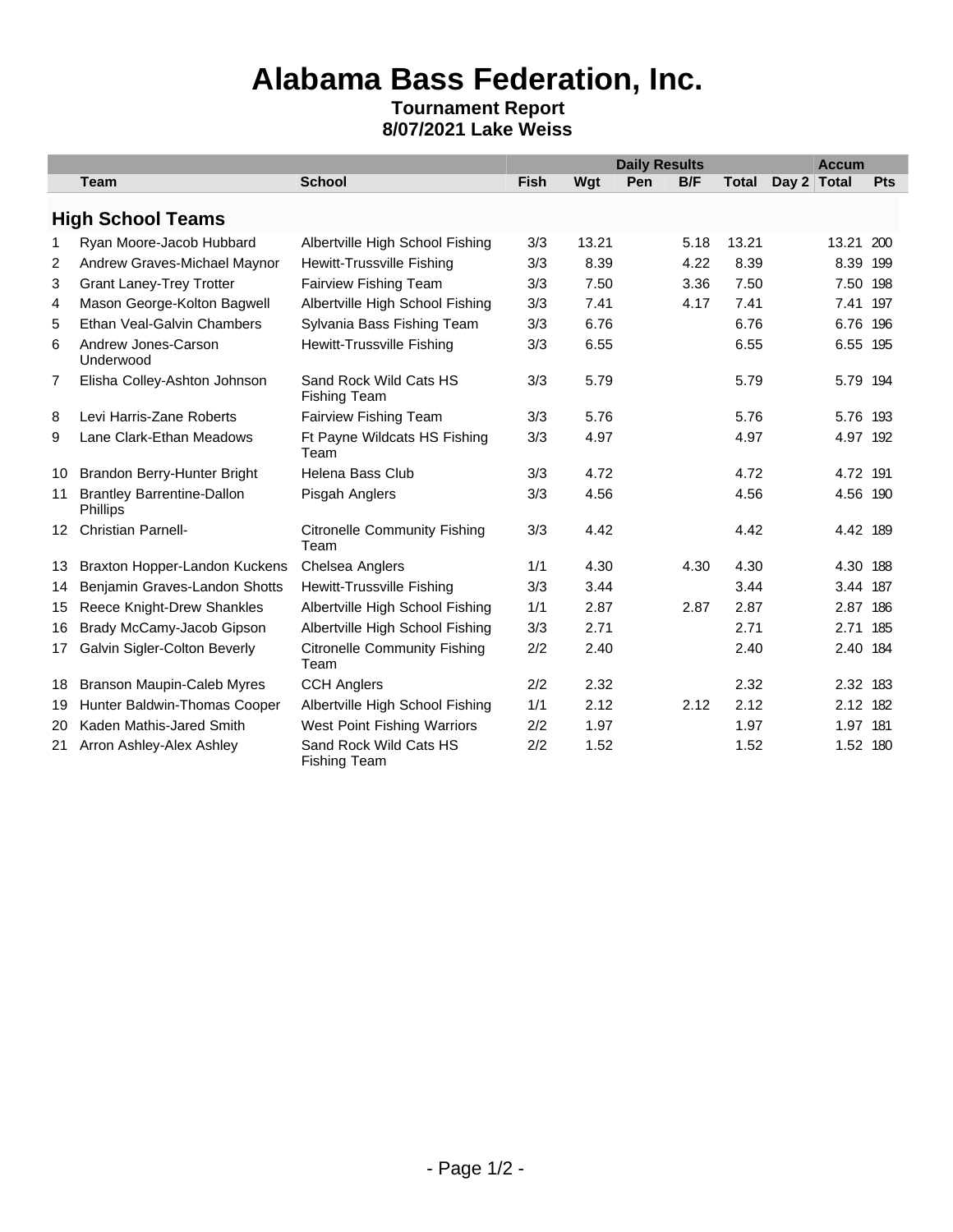# Alabama Bass Federation, Inc.

**Tournament Report**
**8/07/2021 Lake Weiss**

| | Team | School | Daily Results | | | | | | Accum | |
|---|---|---|---|---|---|---|---|---|---|---|
| | | | Fish | Wgt | Pen | B/F | Total | Day 2 | Total | Pts |

## High School Teams

| | Team | School | Fish | Wgt | Pen | B/F | Total | Day 2 | Accum Total | Pts |
|---|---|---|---|---|---|---|---|---|---|---|
| 1 | Ryan Moore-Jacob Hubbard | Albertville High School Fishing | 3/3 | 13.21 | | 5.18 | 13.21 | | 13.21 | 200 |
| 2 | Andrew Graves-Michael Maynor | Hewitt-Trussville Fishing | 3/3 | 8.39 | | 4.22 | 8.39 | | 8.39 | 199 |
| 3 | Grant Laney-Trey Trotter | Fairview Fishing Team | 3/3 | 7.50 | | 3.36 | 7.50 | | 7.50 | 198 |
| 4 | Mason George-Kolton Bagwell | Albertville High School Fishing | 3/3 | 7.41 | | 4.17 | 7.41 | | 7.41 | 197 |
| 5 | Ethan Veal-Galvin Chambers | Sylvania Bass Fishing Team | 3/3 | 6.76 | | | 6.76 | | 6.76 | 196 |
| 6 | Andrew Jones-Carson Underwood | Hewitt-Trussville Fishing | 3/3 | 6.55 | | | 6.55 | | 6.55 | 195 |
| 7 | Elisha Colley-Ashton Johnson | Sand Rock Wild Cats HS Fishing Team | 3/3 | 5.79 | | | 5.79 | | 5.79 | 194 |
| 8 | Levi Harris-Zane Roberts | Fairview Fishing Team | 3/3 | 5.76 | | | 5.76 | | 5.76 | 193 |
| 9 | Lane Clark-Ethan Meadows | Ft Payne Wildcats HS Fishing Team | 3/3 | 4.97 | | | 4.97 | | 4.97 | 192 |
| 10 | Brandon Berry-Hunter Bright | Helena Bass Club | 3/3 | 4.72 | | | 4.72 | | 4.72 | 191 |
| 11 | Brantley Barrentine-Dallon Phillips | Pisgah Anglers | 3/3 | 4.56 | | | 4.56 | | 4.56 | 190 |
| 12 | Christian Parnell- | Citronelle Community Fishing Team | 3/3 | 4.42 | | | 4.42 | | 4.42 | 189 |
| 13 | Braxton Hopper-Landon Kuckens | Chelsea Anglers | 1/1 | 4.30 | | 4.30 | 4.30 | | 4.30 | 188 |
| 14 | Benjamin Graves-Landon Shotts | Hewitt-Trussville Fishing | 3/3 | 3.44 | | | 3.44 | | 3.44 | 187 |
| 15 | Reece Knight-Drew Shankles | Albertville High School Fishing | 1/1 | 2.87 | | 2.87 | 2.87 | | 2.87 | 186 |
| 16 | Brady McCamy-Jacob Gipson | Albertville High School Fishing | 3/3 | 2.71 | | | 2.71 | | 2.71 | 185 |
| 17 | Galvin Sigler-Colton Beverly | Citronelle Community Fishing Team | 2/2 | 2.40 | | | 2.40 | | 2.40 | 184 |
| 18 | Branson Maupin-Caleb Myres | CCH Anglers | 2/2 | 2.32 | | | 2.32 | | 2.32 | 183 |
| 19 | Hunter Baldwin-Thomas Cooper | Albertville High School Fishing | 1/1 | 2.12 | | 2.12 | 2.12 | | 2.12 | 182 |
| 20 | Kaden Mathis-Jared Smith | West Point Fishing Warriors | 2/2 | 1.97 | | | 1.97 | | 1.97 | 181 |
| 21 | Arron Ashley-Alex Ashley | Sand Rock Wild Cats HS Fishing Team | 2/2 | 1.52 | | | 1.52 | | 1.52 | 180 |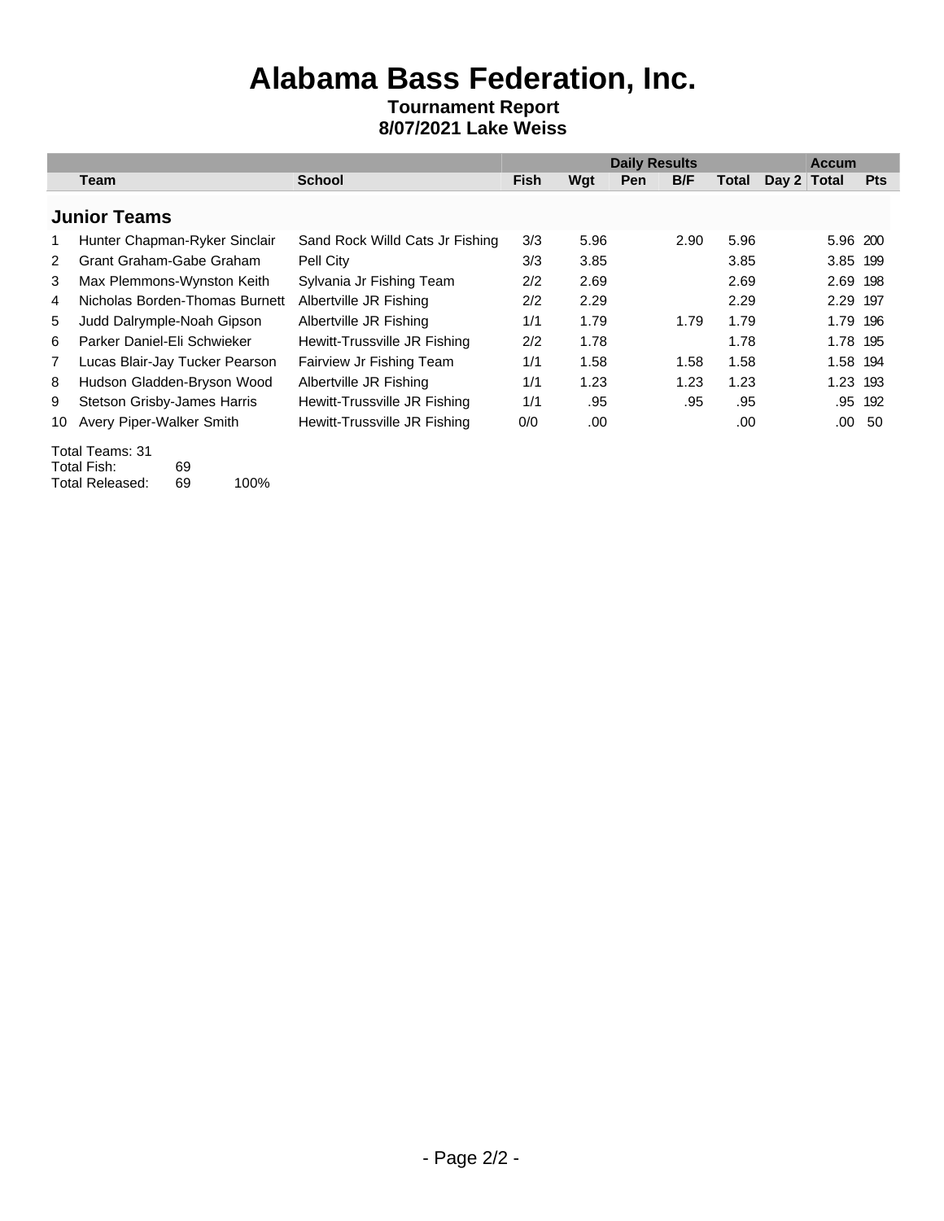# Alabama Bass Federation, Inc.

**Tournament Report**
**8/07/2021 Lake Weiss**

| | | | Daily Results | | | | | | Accum | |
|---|---|---|---|---|---|---|---|---|---|---|
| | Team | School | Fish | Wgt | Pen | B/F | Total | Day 2 | Total | Pts |
| **Junior Teams** | | | | | | | | | | |
| 1 | Hunter Chapman-Ryker Sinclair | Sand Rock Willd Cats Jr Fishing | 3/3 | 5.96 | | 2.90 | 5.96 | | 5.96 | 200 |
| 2 | Grant Graham-Gabe Graham | Pell City | 3/3 | 3.85 | | | 3.85 | | 3.85 | 199 |
| 3 | Max Plemmons-Wynston Keith | Sylvania Jr Fishing Team | 2/2 | 2.69 | | | 2.69 | | 2.69 | 198 |
| 4 | Nicholas Borden-Thomas Burnett | Albertville JR Fishing | 2/2 | 2.29 | | | 2.29 | | 2.29 | 197 |
| 5 | Judd Dalrymple-Noah Gipson | Albertville JR Fishing | 1/1 | 1.79 | | 1.79 | 1.79 | | 1.79 | 196 |
| 6 | Parker Daniel-Eli Schwieker | Hewitt-Trussville JR Fishing | 2/2 | 1.78 | | | 1.78 | | 1.78 | 195 |
| 7 | Lucas Blair-Jay Tucker Pearson | Fairview Jr Fishing Team | 1/1 | 1.58 | | 1.58 | 1.58 | | 1.58 | 194 |
| 8 | Hudson Gladden-Bryson Wood | Albertville JR Fishing | 1/1 | 1.23 | | 1.23 | 1.23 | | 1.23 | 193 |
| 9 | Stetson Grisby-James Harris | Hewitt-Trussville JR Fishing | 1/1 | .95 | | .95 | .95 | | .95 | 192 |
| 10 | Avery Piper-Walker Smith | Hewitt-Trussville JR Fishing | 0/0 | .00 | | | .00 | | .00 | 50 |

Total Teams: 31
Total Fish: 69
Total Released: 69 100%